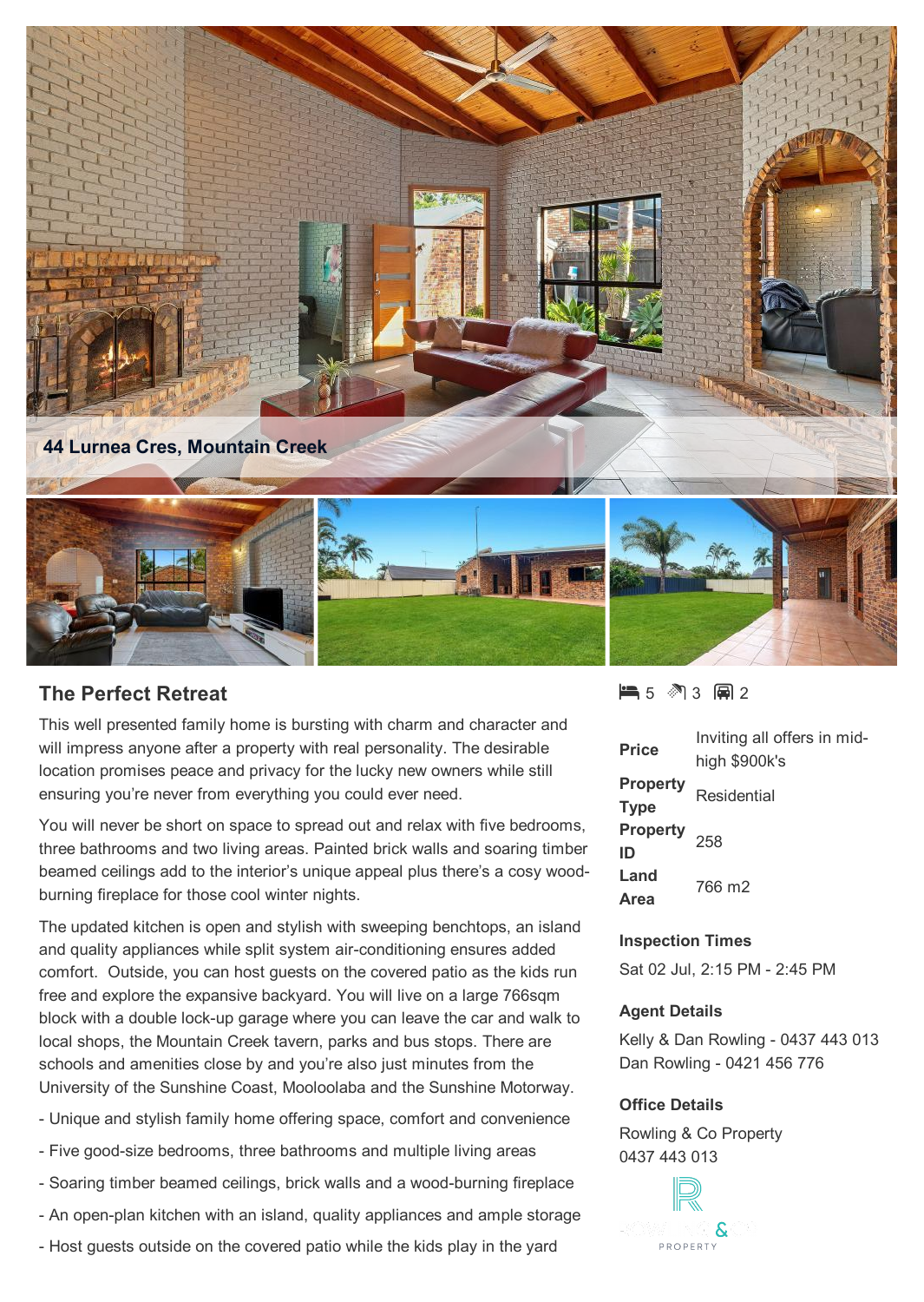44 Lurnea Cres, Mountain Creek

## The Perfect Retreat

This well presented family home is bursting with charm and character and will impress anyone after a property with real personality. The desirable location promises peace and privacy for the lucky new owners while still ensuring you're never from everything you could ever need.

You will never be short on space to spread out and relax with five bedrooms, three bathrooms and two living areas. Painted brick walls and soaring timber beamed ceilings add to the interior's unique appeal plus there's a cosy wood-burning fireplace for those cool winter nights.

The updated kitchen is open and stylish with sweeping benchtops, an island and quality appliances while split system air-conditioning ensures added comfort. Outside, you can host guests on the covered patio as the kids run free and explore the expansive backyard. You will live on a large 766sqm block with a double lock-up garage where you can leave the car and walk to local shops, the Mountain Creek tavern, parks and bus stops. There are schools and amenities close by and you're also just minutes from the University of the Sunshine Coast, Mooloolaba and the Sunshine Motorway.

- Unique and stylish family home offering space, comfort and convenience
- Five good-size bedrooms, three bathrooms and multiple living areas
- Soaring timber beamed ceilings, brick walls and a wood-burning fireplace
- An open-plan kitchen with an island, quality appliances and ample storage
- Host guests outside on the covered patio while the kids play in the yard

5 bedrooms | 3 bathrooms | 2 car spaces

| | |
|---|---|
| **Price** | Inviting all offers in mid-high $900k's |
| **Property Type** | Residential |
| **Property ID** | 258 |
| **Land Area** | 766 m2 |

**Inspection Times**

Sat 02 Jul, 2:15 PM - 2:45 PM

**Agent Details**

Kelly & Dan Rowling - 0437 443 013
Dan Rowling - 0421 456 776

**Office Details**

Rowling & Co Property
0437 443 013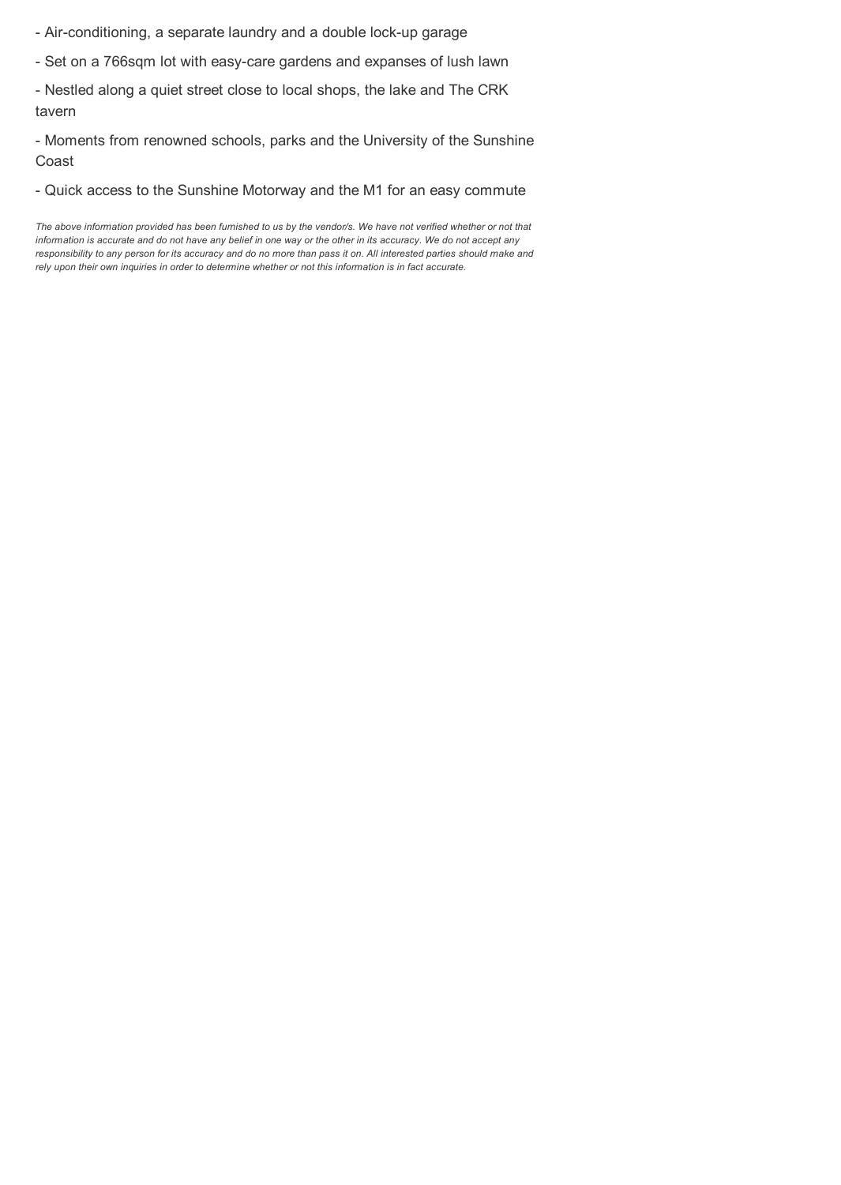- Air-conditioning, a separate laundry and a double lock-up garage
- Set on a 766sqm lot with easy-care gardens and expanses of lush lawn
- Nestled along a quiet street close to local shops, the lake and The CRK tavern
- Moments from renowned schools, parks and the University of the Sunshine Coast
- Quick access to the Sunshine Motorway and the M1 for an easy commute

*The above information provided has been furnished to us by the vendor/s. We have not verified whether or not that information is accurate and do not have any belief in one way or the other in its accuracy. We do not accept any responsibility to any person for its accuracy and do no more than pass it on. All interested parties should make and rely upon their own inquiries in order to determine whether or not this information is in fact accurate.*